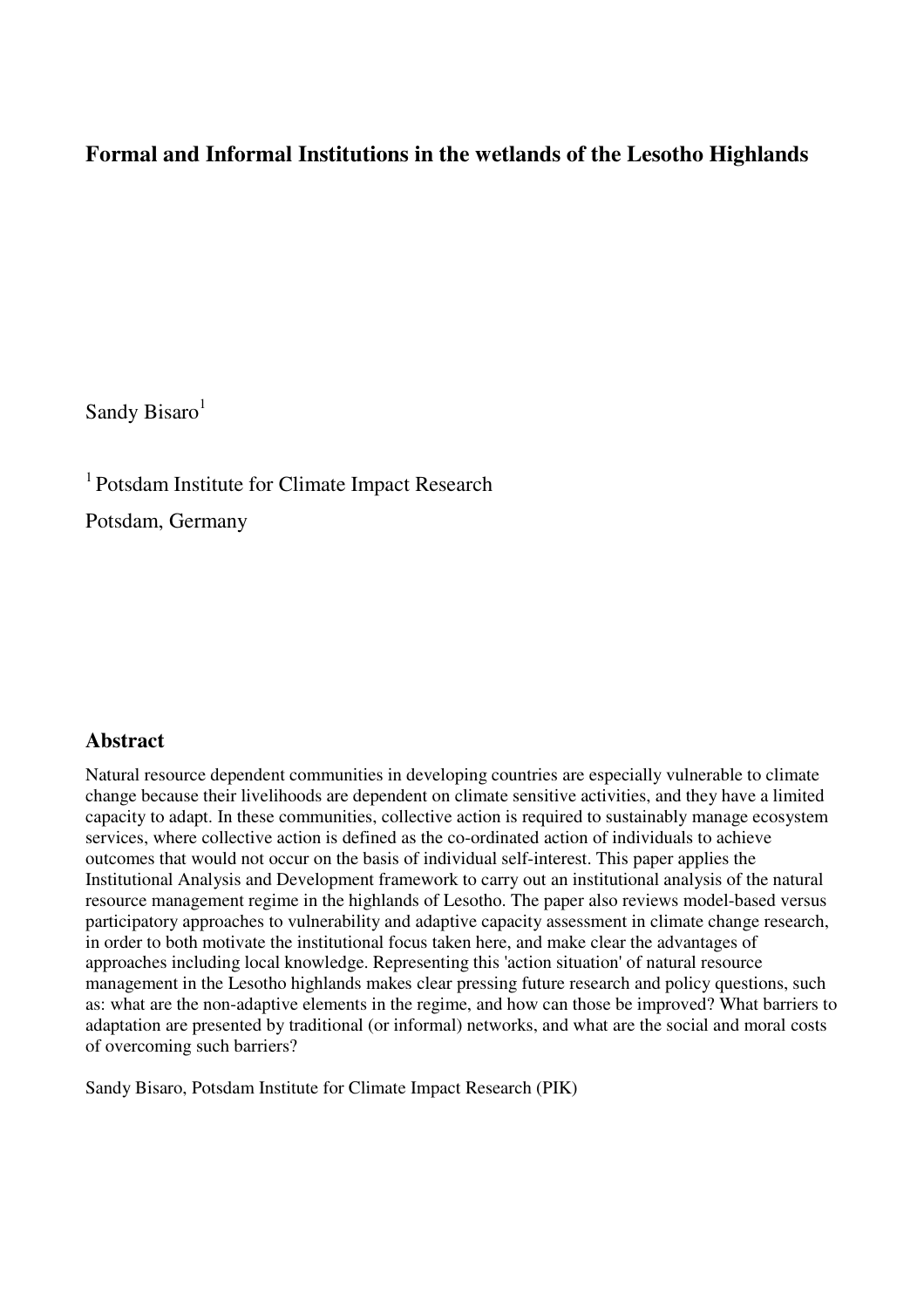# Formal and Informal Institutions in the wetlands of the Lesotho Highlands

Sandy Bisaro[1]

[1] Potsdam Institute for Climate Impact Research

Potsdam, Germany

## Abstract

Natural resource dependent communities in developing countries are especially vulnerable to climate change because their livelihoods are dependent on climate sensitive activities, and they have a limited capacity to adapt. In these communities, collective action is required to sustainably manage ecosystem services, where collective action is defined as the co-ordinated action of individuals to achieve outcomes that would not occur on the basis of individual self-interest. This paper applies the Institutional Analysis and Development framework to carry out an institutional analysis of the natural resource management regime in the highlands of Lesotho. The paper also reviews model-based versus participatory approaches to vulnerability and adaptive capacity assessment in climate change research, in order to both motivate the institutional focus taken here, and make clear the advantages of approaches including local knowledge. Representing this 'action situation' of natural resource management in the Lesotho highlands makes clear pressing future research and policy questions, such as: what are the non-adaptive elements in the regime, and how can those be improved? What barriers to adaptation are presented by traditional (or informal) networks, and what are the social and moral costs of overcoming such barriers?

Sandy Bisaro, Potsdam Institute for Climate Impact Research (PIK)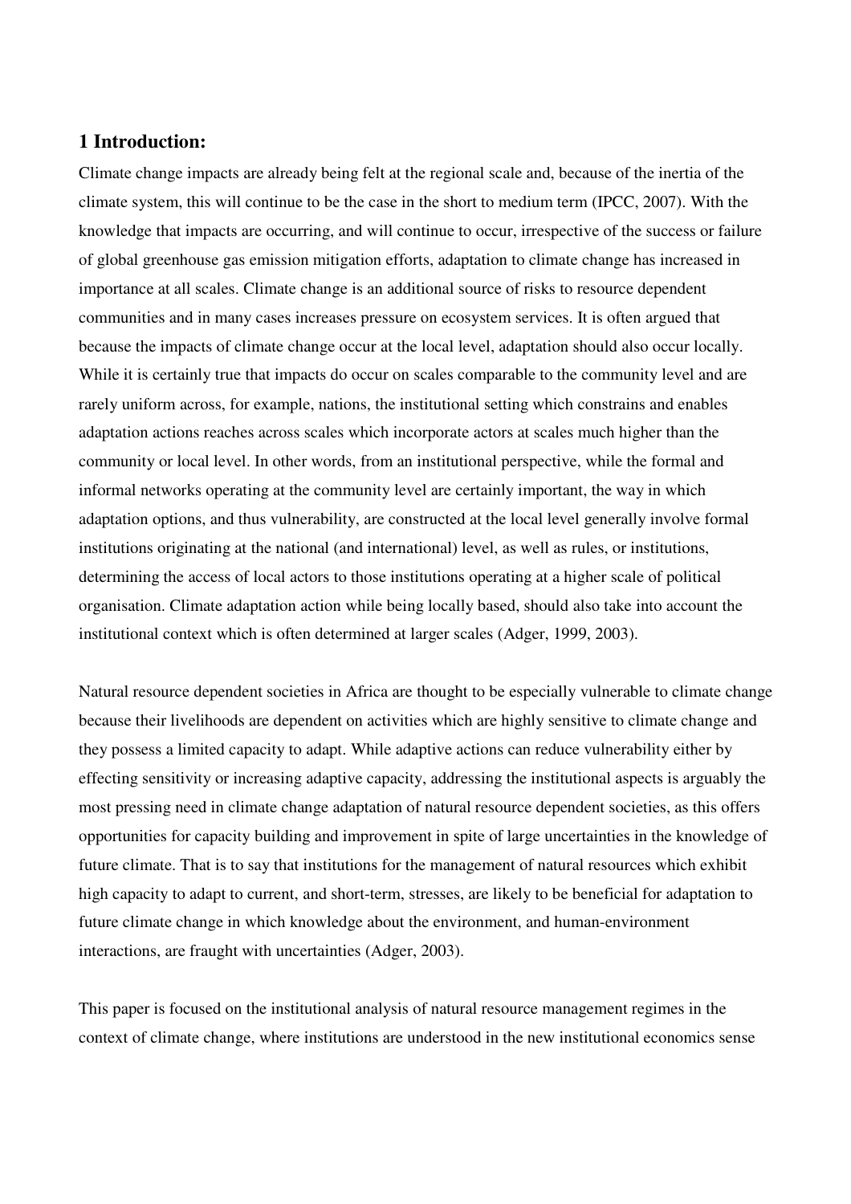## 1 Introduction:

Climate change impacts are already being felt at the regional scale and, because of the inertia of the climate system, this will continue to be the case in the short to medium term (IPCC, 2007). With the knowledge that impacts are occurring, and will continue to occur, irrespective of the success or failure of global greenhouse gas emission mitigation efforts, adaptation to climate change has increased in importance at all scales. Climate change is an additional source of risks to resource dependent communities and in many cases increases pressure on ecosystem services. It is often argued that because the impacts of climate change occur at the local level, adaptation should also occur locally. While it is certainly true that impacts do occur on scales comparable to the community level and are rarely uniform across, for example, nations, the institutional setting which constrains and enables adaptation actions reaches across scales which incorporate actors at scales much higher than the community or local level. In other words, from an institutional perspective, while the formal and informal networks operating at the community level are certainly important, the way in which adaptation options, and thus vulnerability, are constructed at the local level generally involve formal institutions originating at the national (and international) level, as well as rules, or institutions, determining the access of local actors to those institutions operating at a higher scale of political organisation. Climate adaptation action while being locally based, should also take into account the institutional context which is often determined at larger scales (Adger, 1999, 2003).

Natural resource dependent societies in Africa are thought to be especially vulnerable to climate change because their livelihoods are dependent on activities which are highly sensitive to climate change and they possess a limited capacity to adapt. While adaptive actions can reduce vulnerability either by effecting sensitivity or increasing adaptive capacity, addressing the institutional aspects is arguably the most pressing need in climate change adaptation of natural resource dependent societies, as this offers opportunities for capacity building and improvement in spite of large uncertainties in the knowledge of future climate. That is to say that institutions for the management of natural resources which exhibit high capacity to adapt to current, and short-term, stresses, are likely to be beneficial for adaptation to future climate change in which knowledge about the environment, and human-environment interactions, are fraught with uncertainties (Adger, 2003).

This paper is focused on the institutional analysis of natural resource management regimes in the context of climate change, where institutions are understood in the new institutional economics sense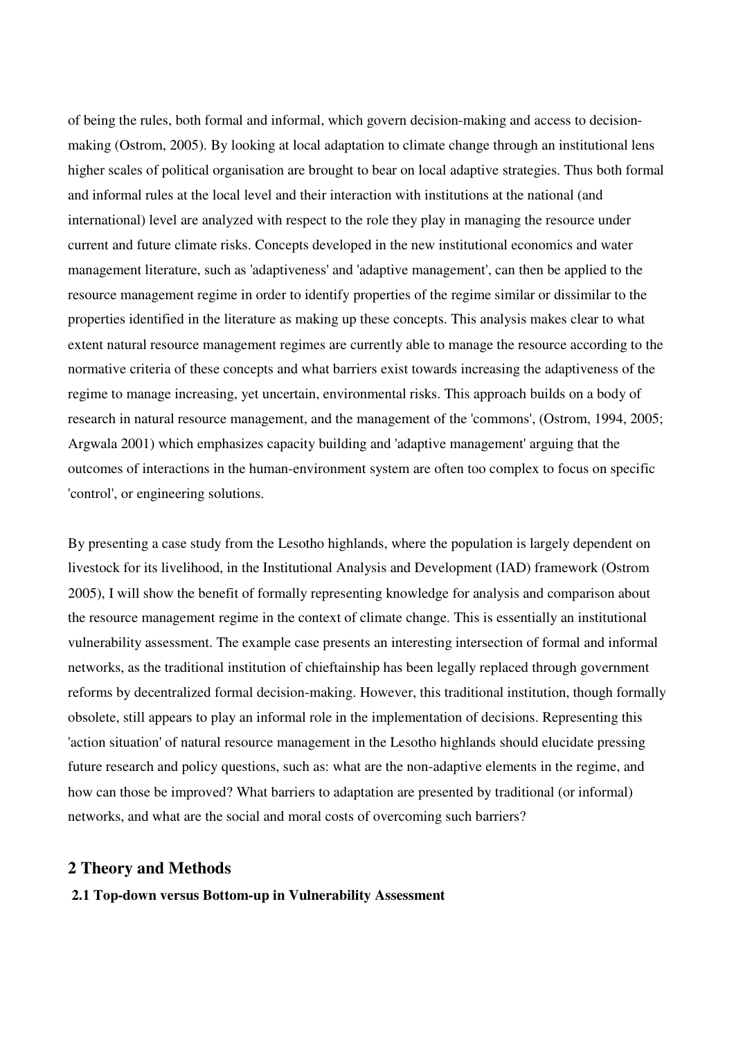of being the rules, both formal and informal, which govern decision-making and access to decision-making (Ostrom, 2005). By looking at local adaptation to climate change through an institutional lens higher scales of political organisation are brought to bear on local adaptive strategies. Thus both formal and informal rules at the local level and their interaction with institutions at the national (and international) level are analyzed with respect to the role they play in managing the resource under current and future climate risks. Concepts developed in the new institutional economics and water management literature, such as 'adaptiveness' and 'adaptive management', can then be applied to the resource management regime in order to identify properties of the regime similar or dissimilar to the properties identified in the literature as making up these concepts. This analysis makes clear to what extent natural resource management regimes are currently able to manage the resource according to the normative criteria of these concepts and what barriers exist towards increasing the adaptiveness of the regime to manage increasing, yet uncertain, environmental risks. This approach builds on a body of research in natural resource management, and the management of the 'commons', (Ostrom, 1994, 2005; Argwala 2001) which emphasizes capacity building and 'adaptive management' arguing that the outcomes of interactions in the human-environment system are often too complex to focus on specific 'control', or engineering solutions.

By presenting a case study from the Lesotho highlands, where the population is largely dependent on livestock for its livelihood, in the Institutional Analysis and Development (IAD) framework (Ostrom 2005), I will show the benefit of formally representing knowledge for analysis and comparison about the resource management regime in the context of climate change. This is essentially an institutional vulnerability assessment. The example case presents an interesting intersection of formal and informal networks, as the traditional institution of chieftainship has been legally replaced through government reforms by decentralized formal decision-making. However, this traditional institution, though formally obsolete, still appears to play an informal role in the implementation of decisions. Representing this 'action situation' of natural resource management in the Lesotho highlands should elucidate pressing future research and policy questions, such as: what are the non-adaptive elements in the regime, and how can those be improved? What barriers to adaptation are presented by traditional (or informal) networks, and what are the social and moral costs of overcoming such barriers?

## 2 Theory and Methods

### 2.1 Top-down versus Bottom-up in Vulnerability Assessment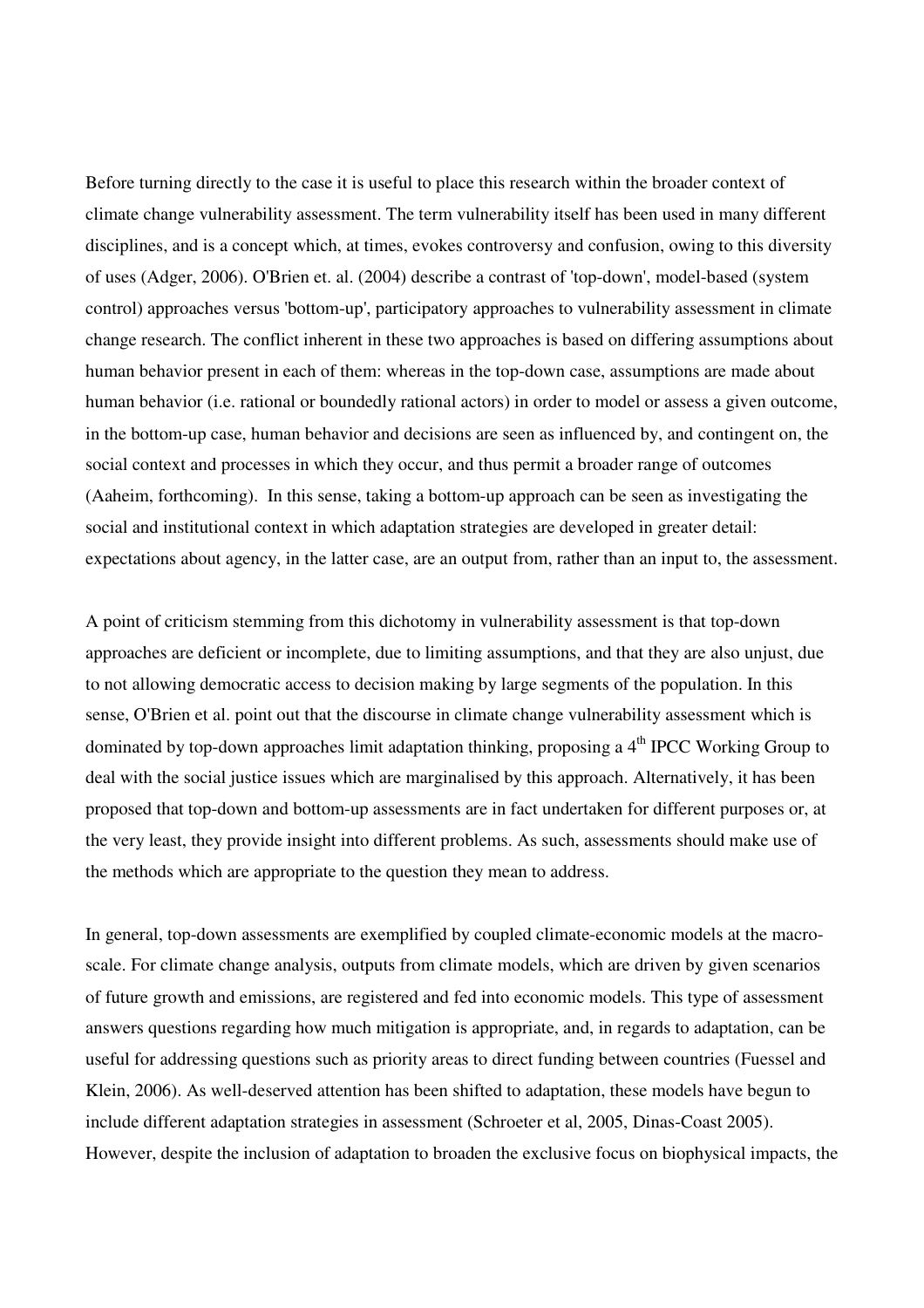Before turning directly to the case it is useful to place this research within the broader context of climate change vulnerability assessment. The term vulnerability itself has been used in many different disciplines, and is a concept which, at times, evokes controversy and confusion, owing to this diversity of uses (Adger, 2006). O'Brien et. al. (2004) describe a contrast of 'top-down', model-based (system control) approaches versus 'bottom-up', participatory approaches to vulnerability assessment in climate change research. The conflict inherent in these two approaches is based on differing assumptions about human behavior present in each of them: whereas in the top-down case, assumptions are made about human behavior (i.e. rational or boundedly rational actors) in order to model or assess a given outcome, in the bottom-up case, human behavior and decisions are seen as influenced by, and contingent on, the social context and processes in which they occur, and thus permit a broader range of outcomes (Aaheim, forthcoming). In this sense, taking a bottom-up approach can be seen as investigating the social and institutional context in which adaptation strategies are developed in greater detail: expectations about agency, in the latter case, are an output from, rather than an input to, the assessment.

A point of criticism stemming from this dichotomy in vulnerability assessment is that top-down approaches are deficient or incomplete, due to limiting assumptions, and that they are also unjust, due to not allowing democratic access to decision making by large segments of the population. In this sense, O'Brien et al. point out that the discourse in climate change vulnerability assessment which is dominated by top-down approaches limit adaptation thinking, proposing a 4th IPCC Working Group to deal with the social justice issues which are marginalised by this approach. Alternatively, it has been proposed that top-down and bottom-up assessments are in fact undertaken for different purposes or, at the very least, they provide insight into different problems. As such, assessments should make use of the methods which are appropriate to the question they mean to address.

In general, top-down assessments are exemplified by coupled climate-economic models at the macro-scale. For climate change analysis, outputs from climate models, which are driven by given scenarios of future growth and emissions, are registered and fed into economic models. This type of assessment answers questions regarding how much mitigation is appropriate, and, in regards to adaptation, can be useful for addressing questions such as priority areas to direct funding between countries (Fuessel and Klein, 2006). As well-deserved attention has been shifted to adaptation, these models have begun to include different adaptation strategies in assessment (Schroeter et al, 2005, Dinas-Coast 2005). However, despite the inclusion of adaptation to broaden the exclusive focus on biophysical impacts, the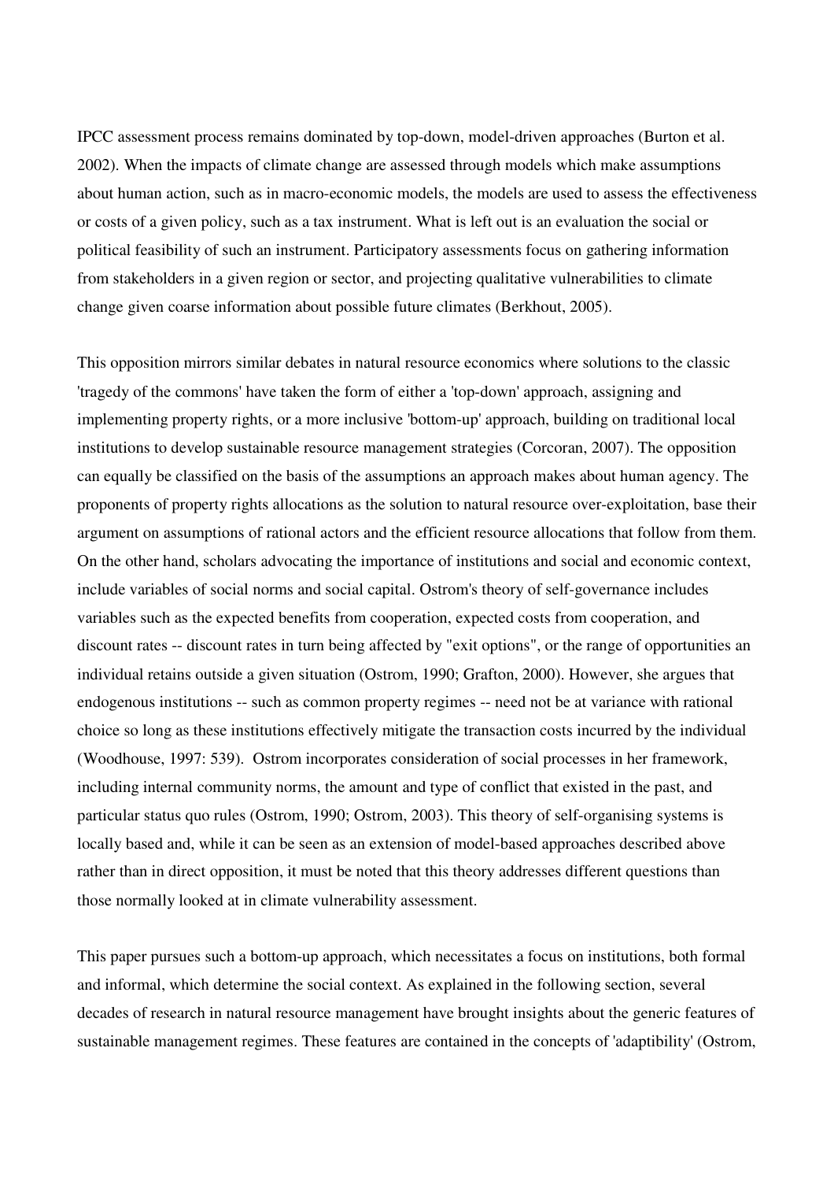IPCC assessment process remains dominated by top-down, model-driven approaches (Burton et al. 2002). When the impacts of climate change are assessed through models which make assumptions about human action, such as in macro-economic models, the models are used to assess the effectiveness or costs of a given policy, such as a tax instrument. What is left out is an evaluation the social or political feasibility of such an instrument. Participatory assessments focus on gathering information from stakeholders in a given region or sector, and projecting qualitative vulnerabilities to climate change given coarse information about possible future climates (Berkhout, 2005).

This opposition mirrors similar debates in natural resource economics where solutions to the classic 'tragedy of the commons' have taken the form of either a 'top-down' approach, assigning and implementing property rights, or a more inclusive 'bottom-up' approach, building on traditional local institutions to develop sustainable resource management strategies (Corcoran, 2007). The opposition can equally be classified on the basis of the assumptions an approach makes about human agency. The proponents of property rights allocations as the solution to natural resource over-exploitation, base their argument on assumptions of rational actors and the efficient resource allocations that follow from them. On the other hand, scholars advocating the importance of institutions and social and economic context, include variables of social norms and social capital. Ostrom's theory of self-governance includes variables such as the expected benefits from cooperation, expected costs from cooperation, and discount rates -- discount rates in turn being affected by "exit options", or the range of opportunities an individual retains outside a given situation (Ostrom, 1990; Grafton, 2000). However, she argues that endogenous institutions -- such as common property regimes -- need not be at variance with rational choice so long as these institutions effectively mitigate the transaction costs incurred by the individual (Woodhouse, 1997: 539). Ostrom incorporates consideration of social processes in her framework, including internal community norms, the amount and type of conflict that existed in the past, and particular status quo rules (Ostrom, 1990; Ostrom, 2003). This theory of self-organising systems is locally based and, while it can be seen as an extension of model-based approaches described above rather than in direct opposition, it must be noted that this theory addresses different questions than those normally looked at in climate vulnerability assessment.

This paper pursues such a bottom-up approach, which necessitates a focus on institutions, both formal and informal, which determine the social context. As explained in the following section, several decades of research in natural resource management have brought insights about the generic features of sustainable management regimes. These features are contained in the concepts of 'adaptibility' (Ostrom,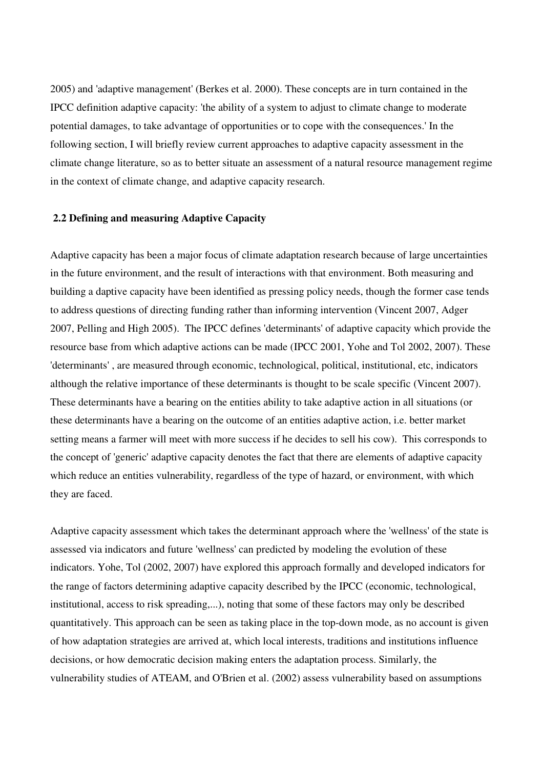2005) and 'adaptive management' (Berkes et al. 2000). These concepts are in turn contained in the IPCC definition adaptive capacity: 'the ability of a system to adjust to climate change to moderate potential damages, to take advantage of opportunities or to cope with the consequences.' In the following section, I will briefly review current approaches to adaptive capacity assessment in the climate change literature, so as to better situate an assessment of a natural resource management regime in the context of climate change, and adaptive capacity research.

## 2.2 Defining and measuring Adaptive Capacity

Adaptive capacity has been a major focus of climate adaptation research because of large uncertainties in the future environment, and the result of interactions with that environment. Both measuring and building a daptive capacity have been identified as pressing policy needs, though the former case tends to address questions of directing funding rather than informing intervention (Vincent 2007, Adger 2007, Pelling and High 2005). The IPCC defines 'determinants' of adaptive capacity which provide the resource base from which adaptive actions can be made (IPCC 2001, Yohe and Tol 2002, 2007). These 'determinants' , are measured through economic, technological, political, institutional, etc, indicators although the relative importance of these determinants is thought to be scale specific (Vincent 2007). These determinants have a bearing on the entities ability to take adaptive action in all situations (or these determinants have a bearing on the outcome of an entities adaptive action, i.e. better market setting means a farmer will meet with more success if he decides to sell his cow). This corresponds to the concept of 'generic' adaptive capacity denotes the fact that there are elements of adaptive capacity which reduce an entities vulnerability, regardless of the type of hazard, or environment, with which they are faced.

Adaptive capacity assessment which takes the determinant approach where the 'wellness' of the state is assessed via indicators and future 'wellness' can predicted by modeling the evolution of these indicators. Yohe, Tol (2002, 2007) have explored this approach formally and developed indicators for the range of factors determining adaptive capacity described by the IPCC (economic, technological, institutional, access to risk spreading,...), noting that some of these factors may only be described quantitatively. This approach can be seen as taking place in the top-down mode, as no account is given of how adaptation strategies are arrived at, which local interests, traditions and institutions influence decisions, or how democratic decision making enters the adaptation process. Similarly, the vulnerability studies of ATEAM, and O'Brien et al. (2002) assess vulnerability based on assumptions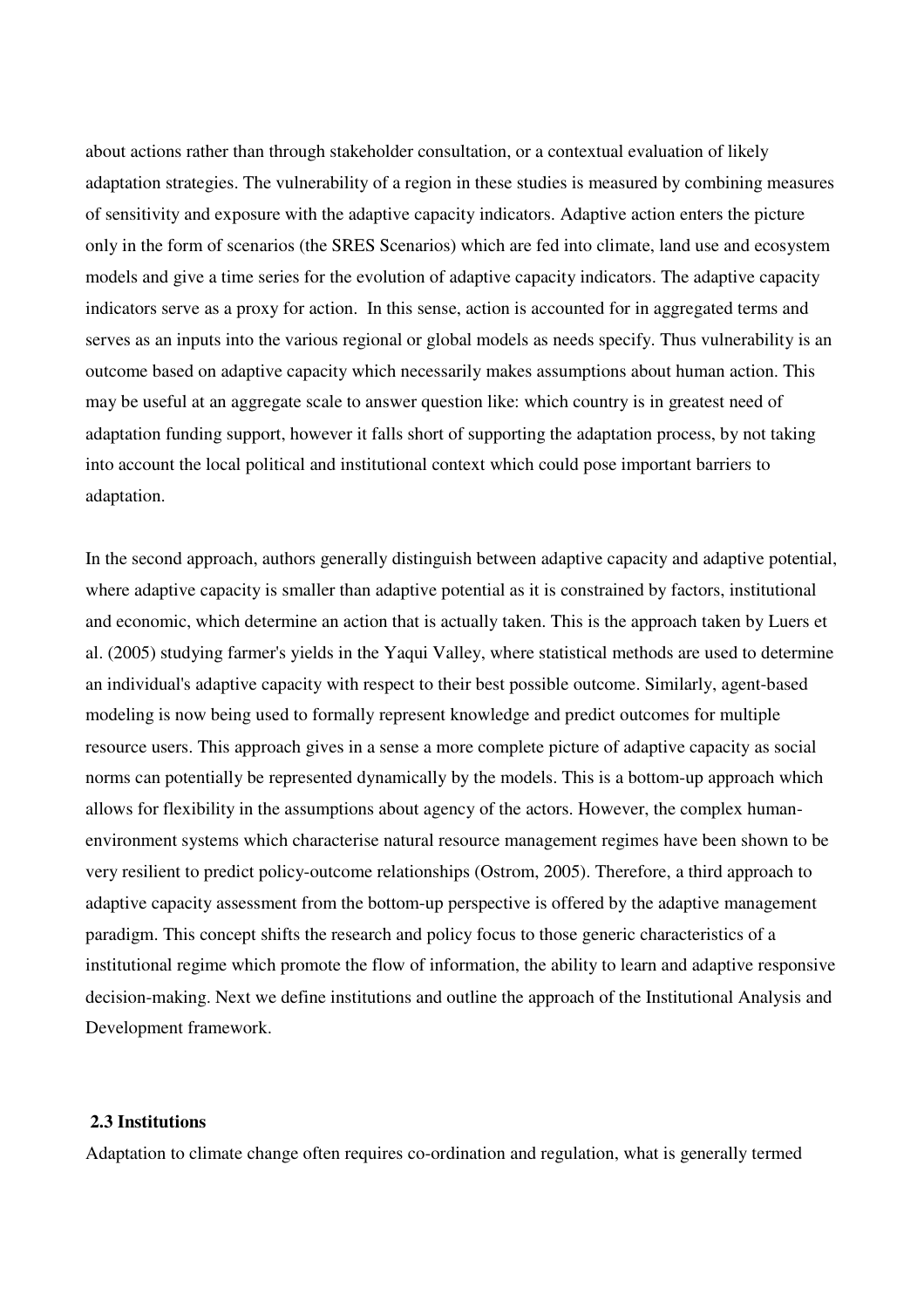about actions rather than through stakeholder consultation, or a contextual evaluation of likely adaptation strategies. The vulnerability of a region in these studies is measured by combining measures of sensitivity and exposure with the adaptive capacity indicators. Adaptive action enters the picture only in the form of scenarios (the SRES Scenarios) which are fed into climate, land use and ecosystem models and give a time series for the evolution of adaptive capacity indicators. The adaptive capacity indicators serve as a proxy for action. In this sense, action is accounted for in aggregated terms and serves as an inputs into the various regional or global models as needs specify. Thus vulnerability is an outcome based on adaptive capacity which necessarily makes assumptions about human action. This may be useful at an aggregate scale to answer question like: which country is in greatest need of adaptation funding support, however it falls short of supporting the adaptation process, by not taking into account the local political and institutional context which could pose important barriers to adaptation.

In the second approach, authors generally distinguish between adaptive capacity and adaptive potential, where adaptive capacity is smaller than adaptive potential as it is constrained by factors, institutional and economic, which determine an action that is actually taken. This is the approach taken by Luers et al. (2005) studying farmer's yields in the Yaqui Valley, where statistical methods are used to determine an individual's adaptive capacity with respect to their best possible outcome. Similarly, agent-based modeling is now being used to formally represent knowledge and predict outcomes for multiple resource users. This approach gives in a sense a more complete picture of adaptive capacity as social norms can potentially be represented dynamically by the models. This is a bottom-up approach which allows for flexibility in the assumptions about agency of the actors. However, the complex human-environment systems which characterise natural resource management regimes have been shown to be very resilient to predict policy-outcome relationships (Ostrom, 2005). Therefore, a third approach to adaptive capacity assessment from the bottom-up perspective is offered by the adaptive management paradigm. This concept shifts the research and policy focus to those generic characteristics of a institutional regime which promote the flow of information, the ability to learn and adaptive responsive decision-making. Next we define institutions and outline the approach of the Institutional Analysis and Development framework.

### 2.3 Institutions

Adaptation to climate change often requires co-ordination and regulation, what is generally termed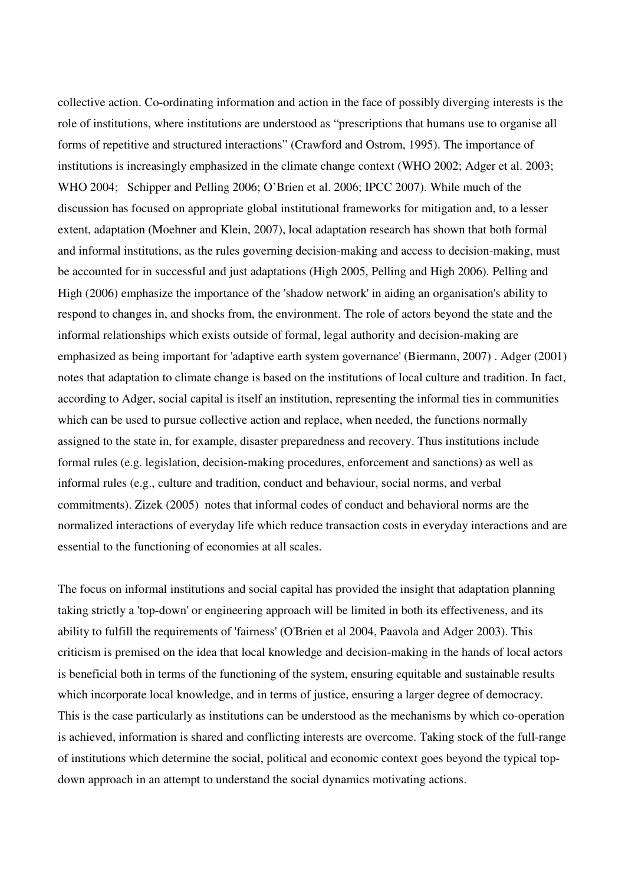collective action. Co-ordinating information and action in the face of possibly diverging interests is the role of institutions, where institutions are understood as "prescriptions that humans use to organise all forms of repetitive and structured interactions" (Crawford and Ostrom, 1995). The importance of institutions is increasingly emphasized in the climate change context (WHO 2002; Adger et al. 2003; WHO 2004; Schipper and Pelling 2006; O'Brien et al. 2006; IPCC 2007). While much of the discussion has focused on appropriate global institutional frameworks for mitigation and, to a lesser extent, adaptation (Moehner and Klein, 2007), local adaptation research has shown that both formal and informal institutions, as the rules governing decision-making and access to decision-making, must be accounted for in successful and just adaptations (High 2005, Pelling and High 2006). Pelling and High (2006) emphasize the importance of the 'shadow network' in aiding an organisation's ability to respond to changes in, and shocks from, the environment. The role of actors beyond the state and the informal relationships which exists outside of formal, legal authority and decision-making are emphasized as being important for 'adaptive earth system governance' (Biermann, 2007) . Adger (2001) notes that adaptation to climate change is based on the institutions of local culture and tradition. In fact, according to Adger, social capital is itself an institution, representing the informal ties in communities which can be used to pursue collective action and replace, when needed, the functions normally assigned to the state in, for example, disaster preparedness and recovery. Thus institutions include formal rules (e.g. legislation, decision-making procedures, enforcement and sanctions) as well as informal rules (e.g., culture and tradition, conduct and behaviour, social norms, and verbal commitments). Zizek (2005) notes that informal codes of conduct and behavioral norms are the normalized interactions of everyday life which reduce transaction costs in everyday interactions and are essential to the functioning of economies at all scales.

The focus on informal institutions and social capital has provided the insight that adaptation planning taking strictly a 'top-down' or engineering approach will be limited in both its effectiveness, and its ability to fulfill the requirements of 'fairness' (O'Brien et al 2004, Paavola and Adger 2003). This criticism is premised on the idea that local knowledge and decision-making in the hands of local actors is beneficial both in terms of the functioning of the system, ensuring equitable and sustainable results which incorporate local knowledge, and in terms of justice, ensuring a larger degree of democracy. This is the case particularly as institutions can be understood as the mechanisms by which co-operation is achieved, information is shared and conflicting interests are overcome. Taking stock of the full-range of institutions which determine the social, political and economic context goes beyond the typical top-down approach in an attempt to understand the social dynamics motivating actions.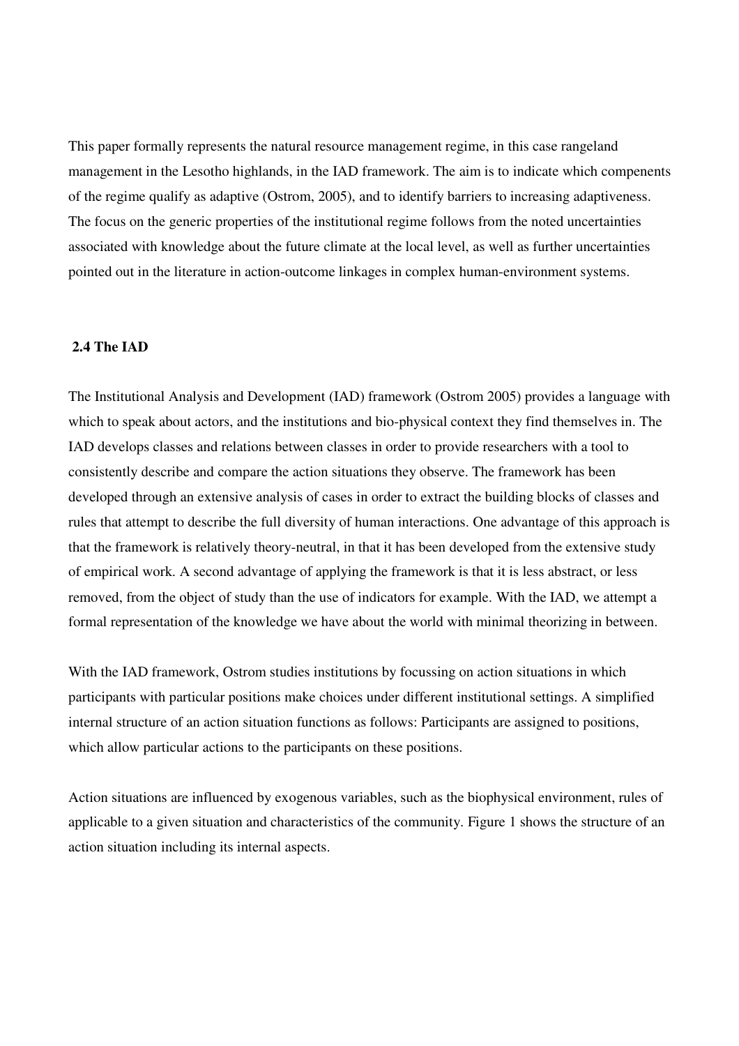This paper formally represents the natural resource management regime, in this case rangeland management in the Lesotho highlands, in the IAD framework. The aim is to indicate which compenents of the regime qualify as adaptive (Ostrom, 2005), and to identify barriers to increasing adaptiveness. The focus on the generic properties of the institutional regime follows from the noted uncertainties associated with knowledge about the future climate at the local level, as well as further uncertainties pointed out in the literature in action-outcome linkages in complex human-environment systems.

### 2.4 The IAD

The Institutional Analysis and Development (IAD) framework (Ostrom 2005) provides a language with which to speak about actors, and the institutions and bio-physical context they find themselves in. The IAD develops classes and relations between classes in order to provide researchers with a tool to consistently describe and compare the action situations they observe. The framework has been developed through an extensive analysis of cases in order to extract the building blocks of classes and rules that attempt to describe the full diversity of human interactions. One advantage of this approach is that the framework is relatively theory-neutral, in that it has been developed from the extensive study of empirical work. A second advantage of applying the framework is that it is less abstract, or less removed, from the object of study than the use of indicators for example. With the IAD, we attempt a formal representation of the knowledge we have about the world with minimal theorizing in between.

With the IAD framework, Ostrom studies institutions by focussing on action situations in which participants with particular positions make choices under different institutional settings. A simplified internal structure of an action situation functions as follows: Participants are assigned to positions, which allow particular actions to the participants on these positions.

Action situations are influenced by exogenous variables, such as the biophysical environment, rules of applicable to a given situation and characteristics of the community. Figure 1 shows the structure of an action situation including its internal aspects.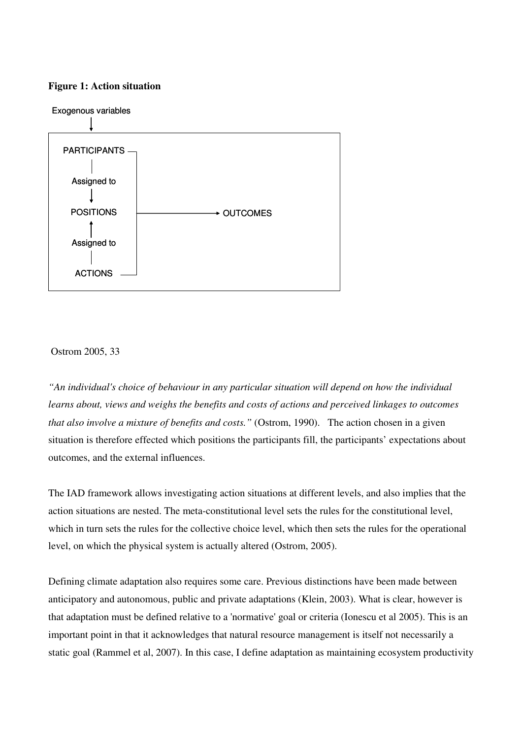**Figure 1: Action situation**

Exogenous variables

PARTICIPANTS

Assigned to

POSITIONS → OUTCOMES

Assigned to

ACTIONS

Ostrom 2005, 33

*"An individual's choice of behaviour in any particular situation will depend on how the individual learns about, views and weighs the benefits and costs of actions and perceived linkages to outcomes that also involve a mixture of benefits and costs."* (Ostrom, 1990). The action chosen in a given situation is therefore effected which positions the participants fill, the participants' expectations about outcomes, and the external influences.

The IAD framework allows investigating action situations at different levels, and also implies that the action situations are nested. The meta-constitutional level sets the rules for the constitutional level, which in turn sets the rules for the collective choice level, which then sets the rules for the operational level, on which the physical system is actually altered (Ostrom, 2005).

Defining climate adaptation also requires some care. Previous distinctions have been made between anticipatory and autonomous, public and private adaptations (Klein, 2003). What is clear, however is that adaptation must be defined relative to a 'normative' goal or criteria (Ionescu et al 2005). This is an important point in that it acknowledges that natural resource management is itself not necessarily a static goal (Rammel et al, 2007). In this case, I define adaptation as maintaining ecosystem productivity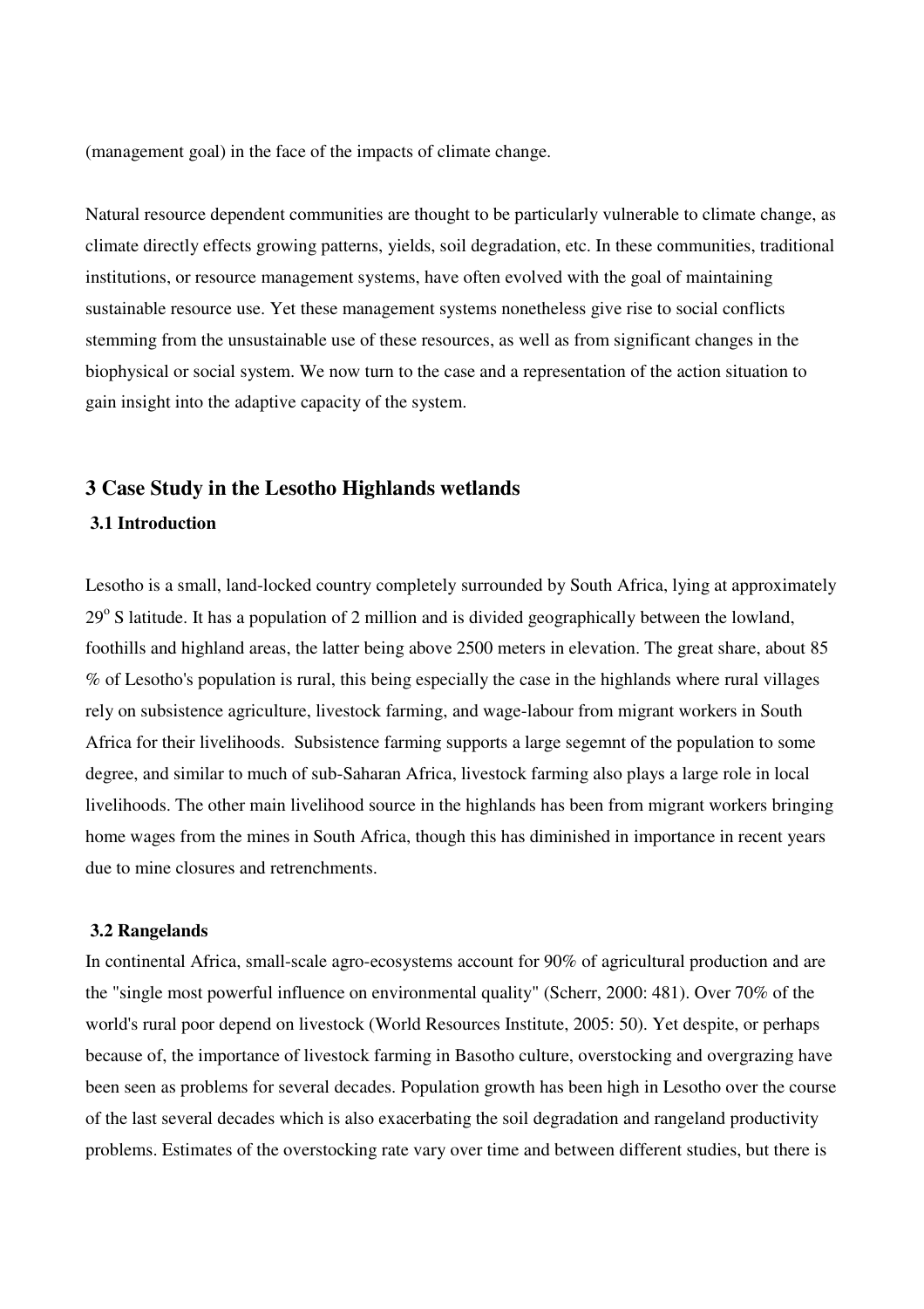(management goal) in the face of the impacts of climate change.

Natural resource dependent communities are thought to be particularly vulnerable to climate change, as climate directly effects growing patterns, yields, soil degradation, etc. In these communities, traditional institutions, or resource management systems, have often evolved with the goal of maintaining sustainable resource use. Yet these management systems nonetheless give rise to social conflicts stemming from the unsustainable use of these resources, as well as from significant changes in the biophysical or social system. We now turn to the case and a representation of the action situation to gain insight into the adaptive capacity of the system.

## 3 Case Study in the Lesotho Highlands wetlands

### 3.1 Introduction

Lesotho is a small, land-locked country completely surrounded by South Africa, lying at approximately 29$^{o}$ S latitude. It has a population of 2 million and is divided geographically between the lowland, foothills and highland areas, the latter being above 2500 meters in elevation. The great share, about 85 % of Lesotho's population is rural, this being especially the case in the highlands where rural villages rely on subsistence agriculture, livestock farming, and wage-labour from migrant workers in South Africa for their livelihoods. Subsistence farming supports a large segemnt of the population to some degree, and similar to much of sub-Saharan Africa, livestock farming also plays a large role in local livelihoods. The other main livelihood source in the highlands has been from migrant workers bringing home wages from the mines in South Africa, though this has diminished in importance in recent years due to mine closures and retrenchments.

### 3.2 Rangelands

In continental Africa, small-scale agro-ecosystems account for 90% of agricultural production and are the "single most powerful influence on environmental quality" (Scherr, 2000: 481). Over 70% of the world's rural poor depend on livestock (World Resources Institute, 2005: 50). Yet despite, or perhaps because of, the importance of livestock farming in Basotho culture, overstocking and overgrazing have been seen as problems for several decades. Population growth has been high in Lesotho over the course of the last several decades which is also exacerbating the soil degradation and rangeland productivity problems. Estimates of the overstocking rate vary over time and between different studies, but there is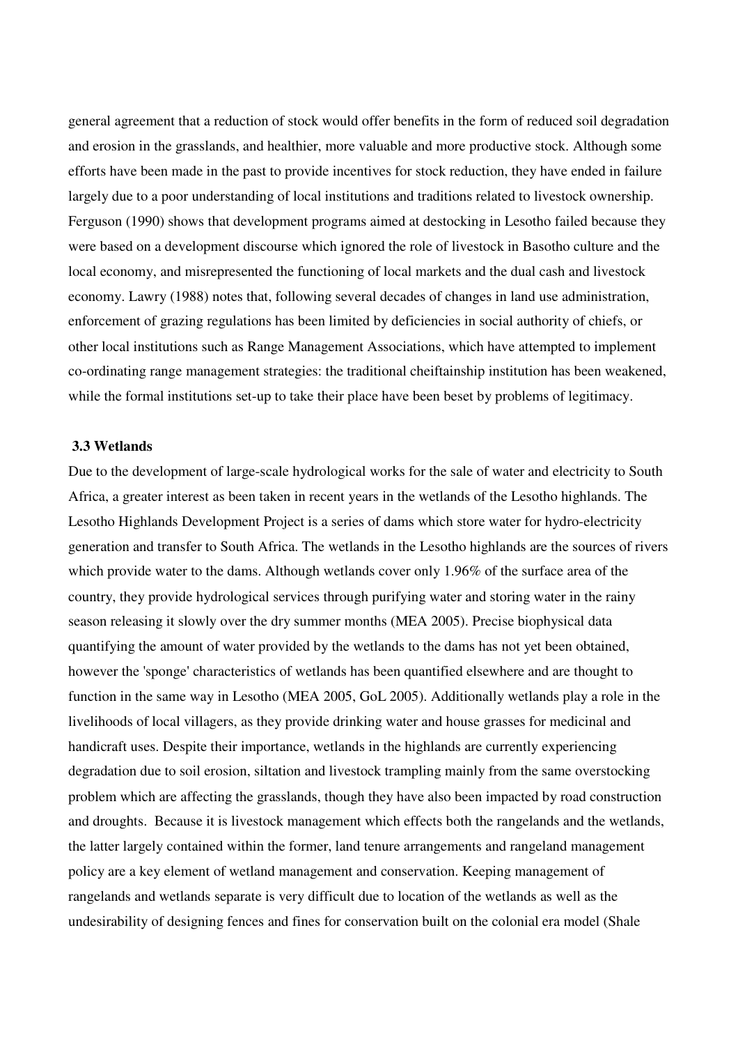general agreement that a reduction of stock would offer benefits in the form of reduced soil degradation and erosion in the grasslands, and healthier, more valuable and more productive stock. Although some efforts have been made in the past to provide incentives for stock reduction, they have ended in failure largely due to a poor understanding of local institutions and traditions related to livestock ownership. Ferguson (1990) shows that development programs aimed at destocking in Lesotho failed because they were based on a development discourse which ignored the role of livestock in Basotho culture and the local economy, and misrepresented the functioning of local markets and the dual cash and livestock economy. Lawry (1988) notes that, following several decades of changes in land use administration, enforcement of grazing regulations has been limited by deficiencies in social authority of chiefs, or other local institutions such as Range Management Associations, which have attempted to implement co-ordinating range management strategies: the traditional cheiftainship institution has been weakened, while the formal institutions set-up to take their place have been beset by problems of legitimacy.

### 3.3 Wetlands

Due to the development of large-scale hydrological works for the sale of water and electricity to South Africa, a greater interest as been taken in recent years in the wetlands of the Lesotho highlands. The Lesotho Highlands Development Project is a series of dams which store water for hydro-electricity generation and transfer to South Africa. The wetlands in the Lesotho highlands are the sources of rivers which provide water to the dams. Although wetlands cover only 1.96% of the surface area of the country, they provide hydrological services through purifying water and storing water in the rainy season releasing it slowly over the dry summer months (MEA 2005). Precise biophysical data quantifying the amount of water provided by the wetlands to the dams has not yet been obtained, however the 'sponge' characteristics of wetlands has been quantified elsewhere and are thought to function in the same way in Lesotho (MEA 2005, GoL 2005). Additionally wetlands play a role in the livelihoods of local villagers, as they provide drinking water and house grasses for medicinal and handicraft uses. Despite their importance, wetlands in the highlands are currently experiencing degradation due to soil erosion, siltation and livestock trampling mainly from the same overstocking problem which are affecting the grasslands, though they have also been impacted by road construction and droughts. Because it is livestock management which effects both the rangelands and the wetlands, the latter largely contained within the former, land tenure arrangements and rangeland management policy are a key element of wetland management and conservation. Keeping management of rangelands and wetlands separate is very difficult due to location of the wetlands as well as the undesirability of designing fences and fines for conservation built on the colonial era model (Shale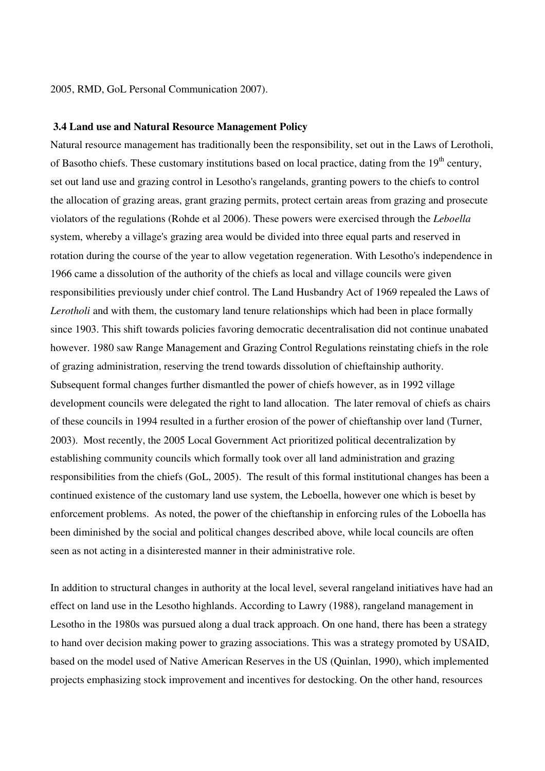2005, RMD, GoL Personal Communication 2007).

### 3.4 Land use and Natural Resource Management Policy

Natural resource management has traditionally been the responsibility, set out in the Laws of Lerotholi, of Basotho chiefs. These customary institutions based on local practice, dating from the 19th century, set out land use and grazing control in Lesotho's rangelands, granting powers to the chiefs to control the allocation of grazing areas, grant grazing permits, protect certain areas from grazing and prosecute violators of the regulations (Rohde et al 2006). These powers were exercised through the *Leboella* system, whereby a village's grazing area would be divided into three equal parts and reserved in rotation during the course of the year to allow vegetation regeneration. With Lesotho's independence in 1966 came a dissolution of the authority of the chiefs as local and village councils were given responsibilities previously under chief control. The Land Husbandry Act of 1969 repealed the Laws of *Lerotholi* and with them, the customary land tenure relationships which had been in place formally since 1903. This shift towards policies favoring democratic decentralisation did not continue unabated however. 1980 saw Range Management and Grazing Control Regulations reinstating chiefs in the role of grazing administration, reserving the trend towards dissolution of chieftainship authority. Subsequent formal changes further dismantled the power of chiefs however, as in 1992 village development councils were delegated the right to land allocation. The later removal of chiefs as chairs of these councils in 1994 resulted in a further erosion of the power of chieftanship over land (Turner, 2003). Most recently, the 2005 Local Government Act prioritized political decentralization by establishing community councils which formally took over all land administration and grazing responsibilities from the chiefs (GoL, 2005). The result of this formal institutional changes has been a continued existence of the customary land use system, the Leboella, however one which is beset by enforcement problems. As noted, the power of the chieftanship in enforcing rules of the Loboella has been diminished by the social and political changes described above, while local councils are often seen as not acting in a disinterested manner in their administrative role.

In addition to structural changes in authority at the local level, several rangeland initiatives have had an effect on land use in the Lesotho highlands. According to Lawry (1988), rangeland management in Lesotho in the 1980s was pursued along a dual track approach. On one hand, there has been a strategy to hand over decision making power to grazing associations. This was a strategy promoted by USAID, based on the model used of Native American Reserves in the US (Quinlan, 1990), which implemented projects emphasizing stock improvement and incentives for destocking. On the other hand, resources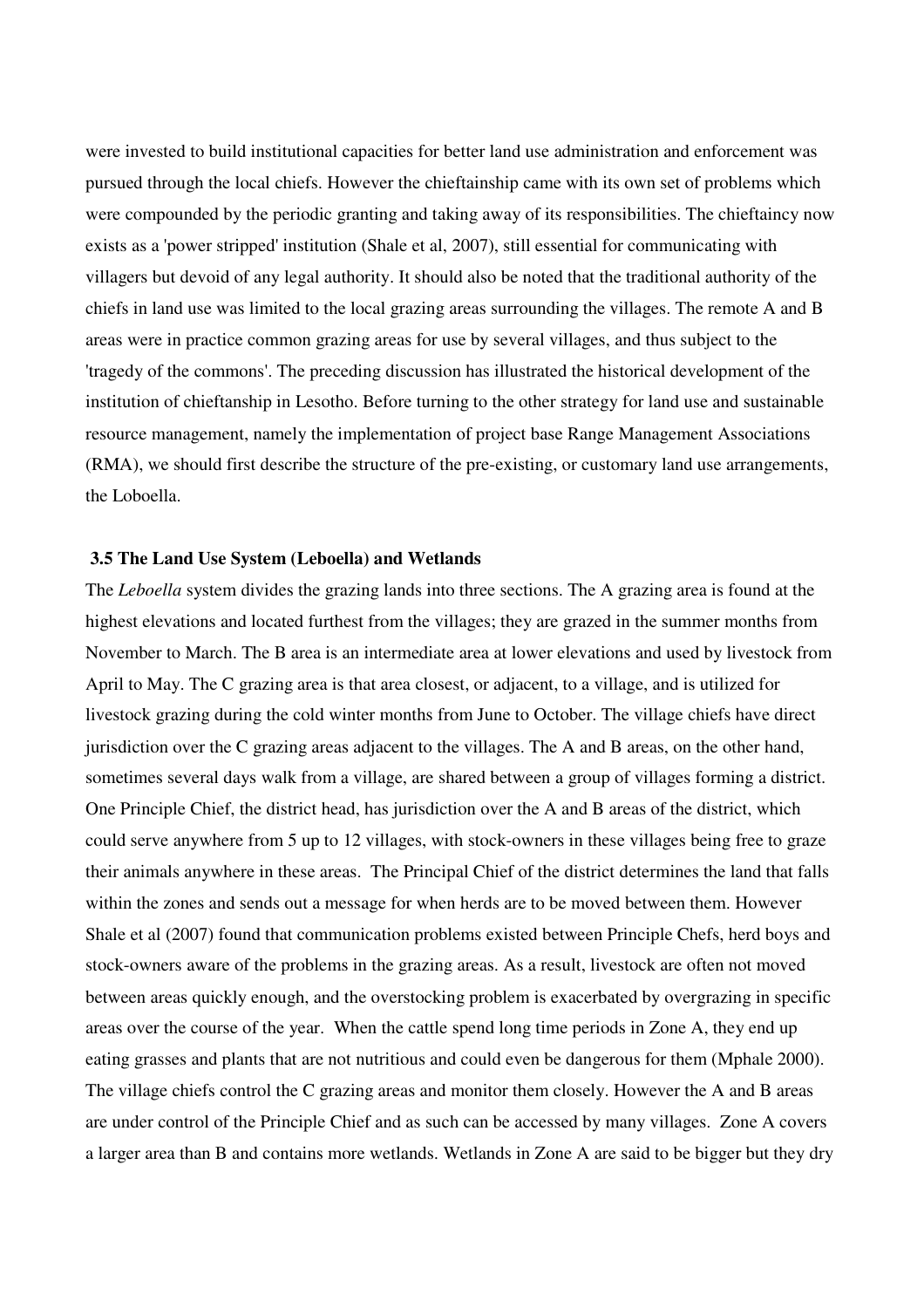were invested to build institutional capacities for better land use administration and enforcement was pursued through the local chiefs. However the chieftainship came with its own set of problems which were compounded by the periodic granting and taking away of its responsibilities. The chieftaincy now exists as a 'power stripped' institution (Shale et al, 2007), still essential for communicating with villagers but devoid of any legal authority. It should also be noted that the traditional authority of the chiefs in land use was limited to the local grazing areas surrounding the villages. The remote A and B areas were in practice common grazing areas for use by several villages, and thus subject to the 'tragedy of the commons'. The preceding discussion has illustrated the historical development of the institution of chieftanship in Lesotho. Before turning to the other strategy for land use and sustainable resource management, namely the implementation of project base Range Management Associations (RMA), we should first describe the structure of the pre-existing, or customary land use arrangements, the Loboella.

### 3.5 The Land Use System (Leboella) and Wetlands

The *Leboella* system divides the grazing lands into three sections. The A grazing area is found at the highest elevations and located furthest from the villages; they are grazed in the summer months from November to March. The B area is an intermediate area at lower elevations and used by livestock from April to May. The C grazing area is that area closest, or adjacent, to a village, and is utilized for livestock grazing during the cold winter months from June to October. The village chiefs have direct jurisdiction over the C grazing areas adjacent to the villages. The A and B areas, on the other hand, sometimes several days walk from a village, are shared between a group of villages forming a district. One Principle Chief, the district head, has jurisdiction over the A and B areas of the district, which could serve anywhere from 5 up to 12 villages, with stock-owners in these villages being free to graze their animals anywhere in these areas. The Principal Chief of the district determines the land that falls within the zones and sends out a message for when herds are to be moved between them. However Shale et al (2007) found that communication problems existed between Principle Chefs, herd boys and stock-owners aware of the problems in the grazing areas. As a result, livestock are often not moved between areas quickly enough, and the overstocking problem is exacerbated by overgrazing in specific areas over the course of the year. When the cattle spend long time periods in Zone A, they end up eating grasses and plants that are not nutritious and could even be dangerous for them (Mphale 2000). The village chiefs control the C grazing areas and monitor them closely. However the A and B areas are under control of the Principle Chief and as such can be accessed by many villages. Zone A covers a larger area than B and contains more wetlands. Wetlands in Zone A are said to be bigger but they dry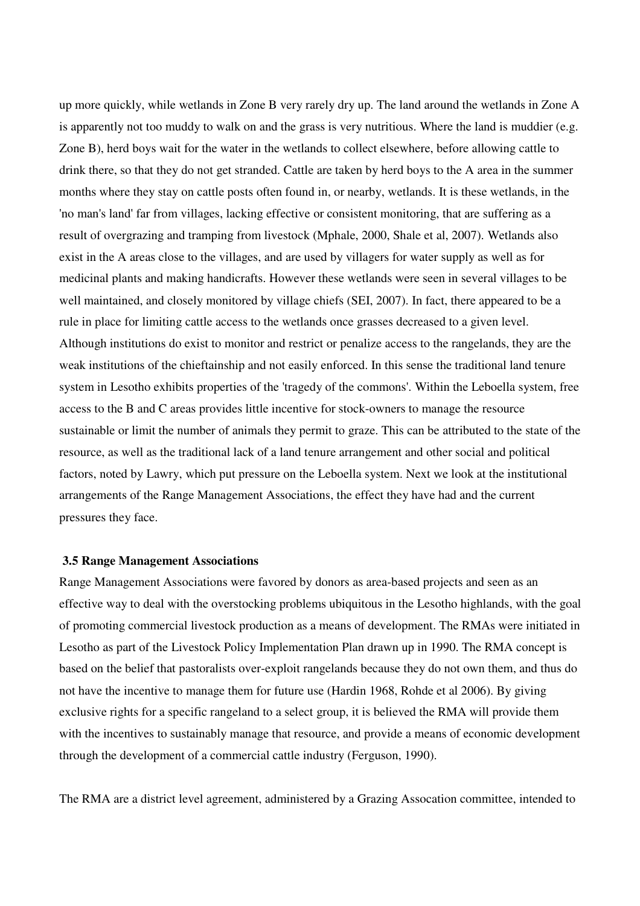up more quickly, while wetlands in Zone B very rarely dry up. The land around the wetlands in Zone A is apparently not too muddy to walk on and the grass is very nutritious. Where the land is muddier (e.g. Zone B), herd boys wait for the water in the wetlands to collect elsewhere, before allowing cattle to drink there, so that they do not get stranded. Cattle are taken by herd boys to the A area in the summer months where they stay on cattle posts often found in, or nearby, wetlands. It is these wetlands, in the 'no man's land' far from villages, lacking effective or consistent monitoring, that are suffering as a result of overgrazing and tramping from livestock (Mphale, 2000, Shale et al, 2007). Wetlands also exist in the A areas close to the villages, and are used by villagers for water supply as well as for medicinal plants and making handicrafts. However these wetlands were seen in several villages to be well maintained, and closely monitored by village chiefs (SEI, 2007). In fact, there appeared to be a rule in place for limiting cattle access to the wetlands once grasses decreased to a given level. Although institutions do exist to monitor and restrict or penalize access to the rangelands, they are the weak institutions of the chieftainship and not easily enforced. In this sense the traditional land tenure system in Lesotho exhibits properties of the 'tragedy of the commons'. Within the Leboella system, free access to the B and C areas provides little incentive for stock-owners to manage the resource sustainable or limit the number of animals they permit to graze. This can be attributed to the state of the resource, as well as the traditional lack of a land tenure arrangement and other social and political factors, noted by Lawry, which put pressure on the Leboella system. Next we look at the institutional arrangements of the Range Management Associations, the effect they have had and the current pressures they face.

### 3.5 Range Management Associations

Range Management Associations were favored by donors as area-based projects and seen as an effective way to deal with the overstocking problems ubiquitous in the Lesotho highlands, with the goal of promoting commercial livestock production as a means of development. The RMAs were initiated in Lesotho as part of the Livestock Policy Implementation Plan drawn up in 1990. The RMA concept is based on the belief that pastoralists over-exploit rangelands because they do not own them, and thus do not have the incentive to manage them for future use (Hardin 1968, Rohde et al 2006). By giving exclusive rights for a specific rangeland to a select group, it is believed the RMA will provide them with the incentives to sustainably manage that resource, and provide a means of economic development through the development of a commercial cattle industry (Ferguson, 1990).

The RMA are a district level agreement, administered by a Grazing Assocation committee, intended to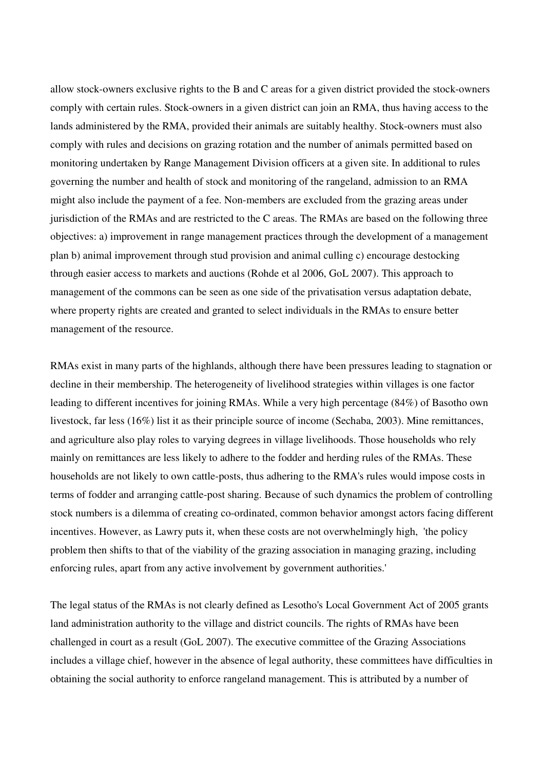allow stock-owners exclusive rights to the B and C areas for a given district provided the stock-owners comply with certain rules. Stock-owners in a given district can join an RMA, thus having access to the lands administered by the RMA, provided their animals are suitably healthy. Stock-owners must also comply with rules and decisions on grazing rotation and the number of animals permitted based on monitoring undertaken by Range Management Division officers at a given site. In additional to rules governing the number and health of stock and monitoring of the rangeland, admission to an RMA might also include the payment of a fee. Non-members are excluded from the grazing areas under jurisdiction of the RMAs and are restricted to the C areas. The RMAs are based on the following three objectives: a) improvement in range management practices through the development of a management plan b) animal improvement through stud provision and animal culling c) encourage destocking through easier access to markets and auctions (Rohde et al 2006, GoL 2007). This approach to management of the commons can be seen as one side of the privatisation versus adaptation debate, where property rights are created and granted to select individuals in the RMAs to ensure better management of the resource.

RMAs exist in many parts of the highlands, although there have been pressures leading to stagnation or decline in their membership. The heterogeneity of livelihood strategies within villages is one factor leading to different incentives for joining RMAs. While a very high percentage (84%) of Basotho own livestock, far less (16%) list it as their principle source of income (Sechaba, 2003). Mine remittances, and agriculture also play roles to varying degrees in village livelihoods. Those households who rely mainly on remittances are less likely to adhere to the fodder and herding rules of the RMAs. These households are not likely to own cattle-posts, thus adhering to the RMA's rules would impose costs in terms of fodder and arranging cattle-post sharing. Because of such dynamics the problem of controlling stock numbers is a dilemma of creating co-ordinated, common behavior amongst actors facing different incentives. However, as Lawry puts it, when these costs are not overwhelmingly high, 'the policy problem then shifts to that of the viability of the grazing association in managing grazing, including enforcing rules, apart from any active involvement by government authorities.'

The legal status of the RMAs is not clearly defined as Lesotho's Local Government Act of 2005 grants land administration authority to the village and district councils. The rights of RMAs have been challenged in court as a result (GoL 2007). The executive committee of the Grazing Associations includes a village chief, however in the absence of legal authority, these committees have difficulties in obtaining the social authority to enforce rangeland management. This is attributed by a number of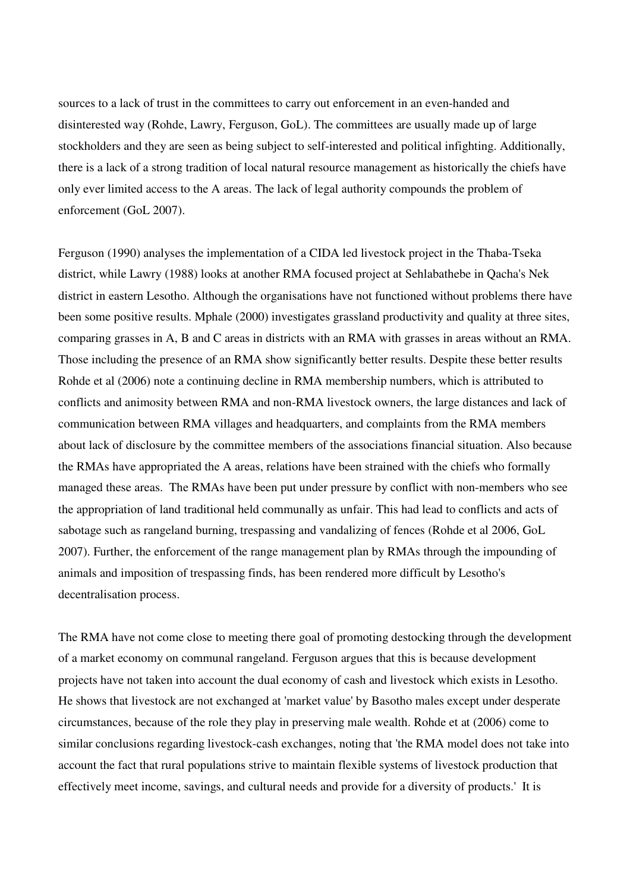sources to a lack of trust in the committees to carry out enforcement in an even-handed and disinterested way (Rohde, Lawry, Ferguson, GoL). The committees are usually made up of large stockholders and they are seen as being subject to self-interested and political infighting. Additionally, there is a lack of a strong tradition of local natural resource management as historically the chiefs have only ever limited access to the A areas. The lack of legal authority compounds the problem of enforcement (GoL 2007).

Ferguson (1990) analyses the implementation of a CIDA led livestock project in the Thaba-Tseka district, while Lawry (1988) looks at another RMA focused project at Sehlabathebe in Qacha's Nek district in eastern Lesotho. Although the organisations have not functioned without problems there have been some positive results. Mphale (2000) investigates grassland productivity and quality at three sites, comparing grasses in A, B and C areas in districts with an RMA with grasses in areas without an RMA. Those including the presence of an RMA show significantly better results. Despite these better results Rohde et al (2006) note a continuing decline in RMA membership numbers, which is attributed to conflicts and animosity between RMA and non-RMA livestock owners, the large distances and lack of communication between RMA villages and headquarters, and complaints from the RMA members about lack of disclosure by the committee members of the associations financial situation. Also because the RMAs have appropriated the A areas, relations have been strained with the chiefs who formally managed these areas. The RMAs have been put under pressure by conflict with non-members who see the appropriation of land traditional held communally as unfair. This had lead to conflicts and acts of sabotage such as rangeland burning, trespassing and vandalizing of fences (Rohde et al 2006, GoL 2007). Further, the enforcement of the range management plan by RMAs through the impounding of animals and imposition of trespassing finds, has been rendered more difficult by Lesotho's decentralisation process.

The RMA have not come close to meeting there goal of promoting destocking through the development of a market economy on communal rangeland. Ferguson argues that this is because development projects have not taken into account the dual economy of cash and livestock which exists in Lesotho. He shows that livestock are not exchanged at 'market value' by Basotho males except under desperate circumstances, because of the role they play in preserving male wealth. Rohde et at (2006) come to similar conclusions regarding livestock-cash exchanges, noting that 'the RMA model does not take into account the fact that rural populations strive to maintain flexible systems of livestock production that effectively meet income, savings, and cultural needs and provide for a diversity of products.' It is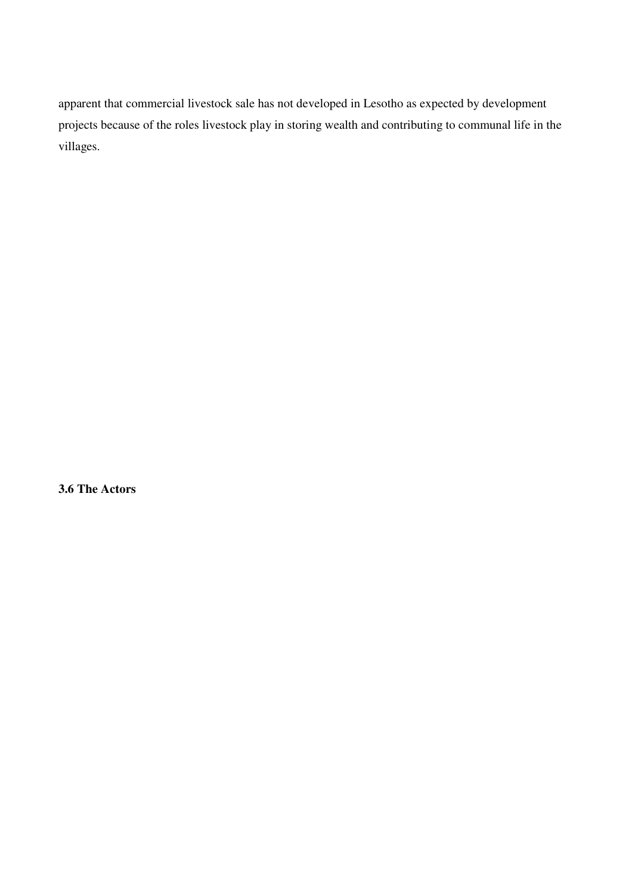apparent that commercial livestock sale has not developed in Lesotho as expected by development projects because of the roles livestock play in storing wealth and contributing to communal life in the villages.

### 3.6 The Actors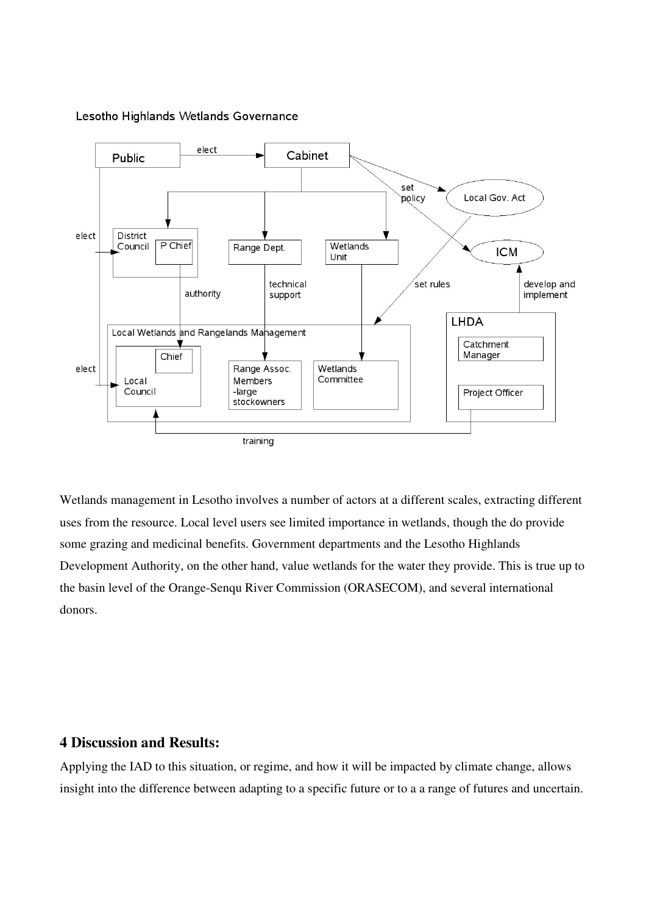Lesotho Highlands Wetlands Governance

Wetlands management in Lesotho involves a number of actors at a different scales, extracting different uses from the resource. Local level users see limited importance in wetlands, though the do provide some grazing and medicinal benefits. Government departments and the Lesotho Highlands Development Authority, on the other hand, value wetlands for the water they provide. This is true up to the basin level of the Orange-Senqu River Commission (ORASECOM), and several international donors.

## 4 Discussion and Results:

Applying the IAD to this situation, or regime, and how it will be impacted by climate change, allows insight into the difference between adapting to a specific future or to a a range of futures and uncertain.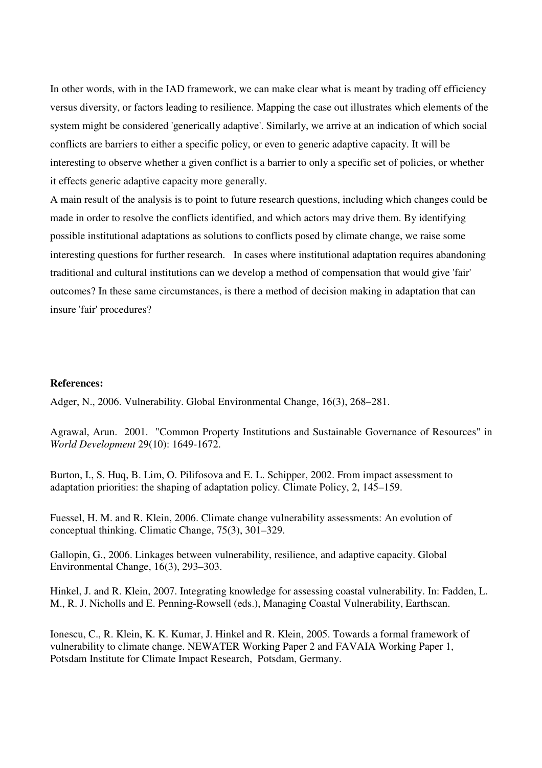In other words, with in the IAD framework, we can make clear what is meant by trading off efficiency versus diversity, or factors leading to resilience. Mapping the case out illustrates which elements of the system might be considered 'generically adaptive'. Similarly, we arrive at an indication of which social conflicts are barriers to either a specific policy, or even to generic adaptive capacity. It will be interesting to observe whether a given conflict is a barrier to only a specific set of policies, or whether it effects generic adaptive capacity more generally.

A main result of the analysis is to point to future research questions, including which changes could be made in order to resolve the conflicts identified, and which actors may drive them. By identifying possible institutional adaptations as solutions to conflicts posed by climate change, we raise some interesting questions for further research. In cases where institutional adaptation requires abandoning traditional and cultural institutions can we develop a method of compensation that would give 'fair' outcomes? In these same circumstances, is there a method of decision making in adaptation that can insure 'fair' procedures?

**References:**

Adger, N., 2006. Vulnerability. Global Environmental Change, 16(3), 268–281.

Agrawal, Arun. 2001. "Common Property Institutions and Sustainable Governance of Resources" in *World Development* 29(10): 1649-1672.

Burton, I., S. Huq, B. Lim, O. Pilifosova and E. L. Schipper, 2002. From impact assessment to adaptation priorities: the shaping of adaptation policy. Climate Policy, 2, 145–159.

Fuessel, H. M. and R. Klein, 2006. Climate change vulnerability assessments: An evolution of conceptual thinking. Climatic Change, 75(3), 301–329.

Gallopin, G., 2006. Linkages between vulnerability, resilience, and adaptive capacity. Global Environmental Change, 16(3), 293–303.

Hinkel, J. and R. Klein, 2007. Integrating knowledge for assessing coastal vulnerability. In: Fadden, L. M., R. J. Nicholls and E. Penning-Rowsell (eds.), Managing Coastal Vulnerability, Earthscan.

Ionescu, C., R. Klein, K. K. Kumar, J. Hinkel and R. Klein, 2005. Towards a formal framework of vulnerability to climate change. NEWATER Working Paper 2 and FAVAIA Working Paper 1, Potsdam Institute for Climate Impact Research, Potsdam, Germany.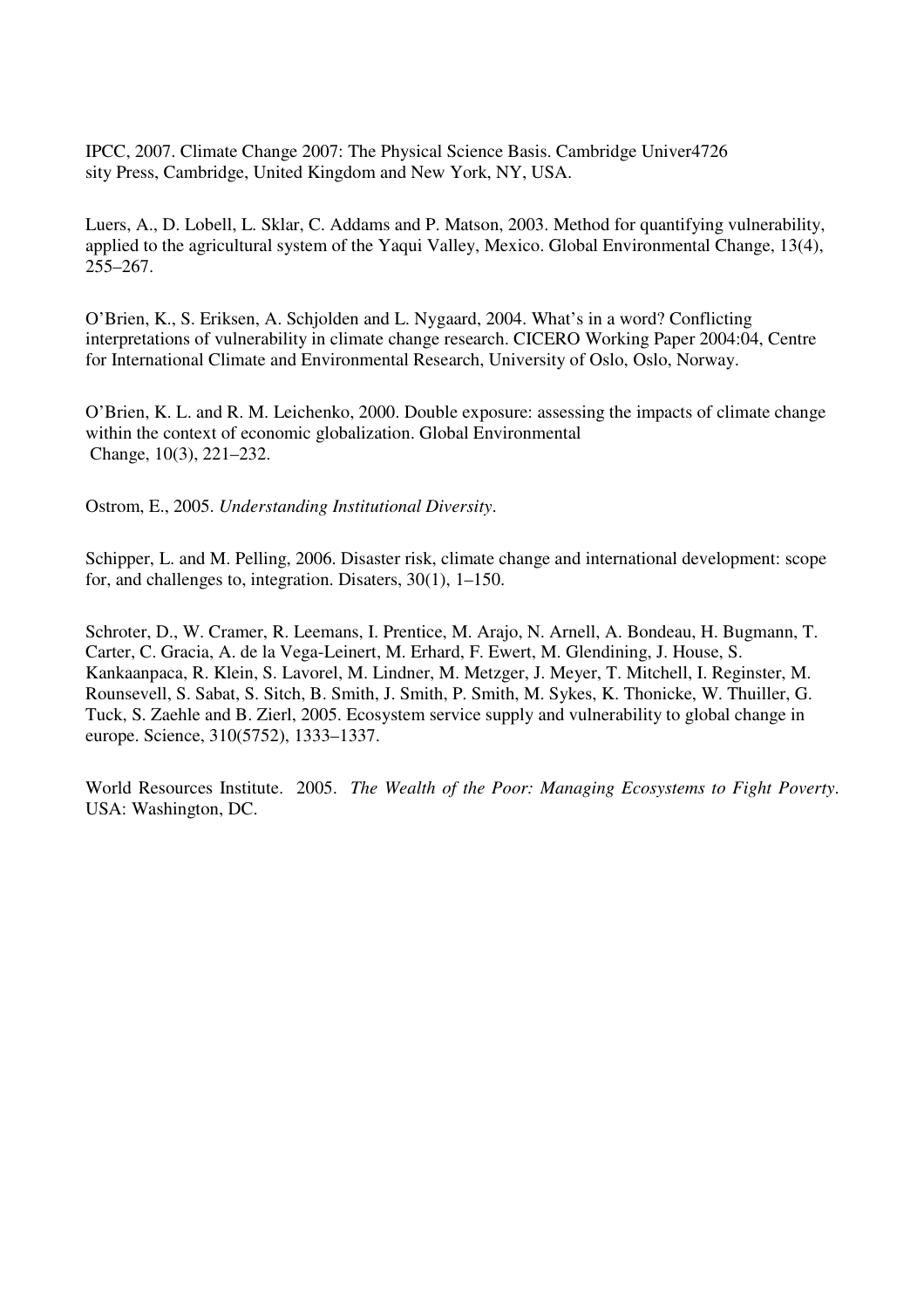IPCC, 2007. Climate Change 2007: The Physical Science Basis. Cambridge Univer4726 sity Press, Cambridge, United Kingdom and New York, NY, USA.

Luers, A., D. Lobell, L. Sklar, C. Addams and P. Matson, 2003. Method for quantifying vulnerability, applied to the agricultural system of the Yaqui Valley, Mexico. Global Environmental Change, 13(4), 255–267.

O'Brien, K., S. Eriksen, A. Schjolden and L. Nygaard, 2004. What's in a word? Conflicting interpretations of vulnerability in climate change research. CICERO Working Paper 2004:04, Centre for International Climate and Environmental Research, University of Oslo, Oslo, Norway.

O'Brien, K. L. and R. M. Leichenko, 2000. Double exposure: assessing the impacts of climate change within the context of economic globalization. Global Environmental Change, 10(3), 221–232.

Ostrom, E., 2005. *Understanding Institutional Diversity*.

Schipper, L. and M. Pelling, 2006. Disaster risk, climate change and international development: scope for, and challenges to, integration. Disaters, 30(1), 1–150.

Schroter, D., W. Cramer, R. Leemans, I. Prentice, M. Arajo, N. Arnell, A. Bondeau, H. Bugmann, T. Carter, C. Gracia, A. de la Vega-Leinert, M. Erhard, F. Ewert, M. Glendining, J. House, S. Kankaanpaca, R. Klein, S. Lavorel, M. Lindner, M. Metzger, J. Meyer, T. Mitchell, I. Reginster, M. Rounsevell, S. Sabat, S. Sitch, B. Smith, J. Smith, P. Smith, M. Sykes, K. Thonicke, W. Thuiller, G. Tuck, S. Zaehle and B. Zierl, 2005. Ecosystem service supply and vulnerability to global change in europe. Science, 310(5752), 1333–1337.

World Resources Institute. 2005. *The Wealth of the Poor: Managing Ecosystems to Fight Poverty*. USA: Washington, DC.